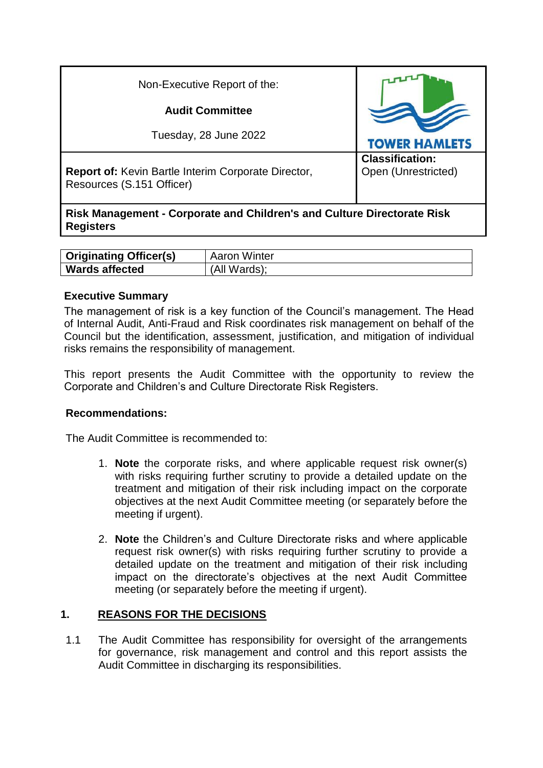| Non-Executive Report of the: **Audit Committee** Tuesday, 28 June 2022 | TOWER HAMLETS |
|---|---|
| **Report of:** Kevin Bartle Interim Corporate Director, Resources (S.151 Officer) | **Classification:** Open (Unrestricted) |
| **Risk Management - Corporate and Children's and Culture Directorate Risk Registers** | |

| **Originating Officer(s)** | Aaron Winter |
|---|---|
| **Wards affected** | (All Wards); |

**Executive Summary**

The management of risk is a key function of the Council's management. The Head of Internal Audit, Anti-Fraud and Risk coordinates risk management on behalf of the Council but the identification, assessment, justification, and mitigation of individual risks remains the responsibility of management.

This report presents the Audit Committee with the opportunity to review the Corporate and Children's and Culture Directorate Risk Registers.

**Recommendations:**

The Audit Committee is recommended to:

1. **Note** the corporate risks, and where applicable request risk owner(s) with risks requiring further scrutiny to provide a detailed update on the treatment and mitigation of their risk including impact on the corporate objectives at the next Audit Committee meeting (or separately before the meeting if urgent).

2. **Note** the Children's and Culture Directorate risks and where applicable request risk owner(s) with risks requiring further scrutiny to provide a detailed update on the treatment and mitigation of their risk including impact on the directorate's objectives at the next Audit Committee meeting (or separately before the meeting if urgent).

## 1. REASONS FOR THE DECISIONS

1.1 The Audit Committee has responsibility for oversight of the arrangements for governance, risk management and control and this report assists the Audit Committee in discharging its responsibilities.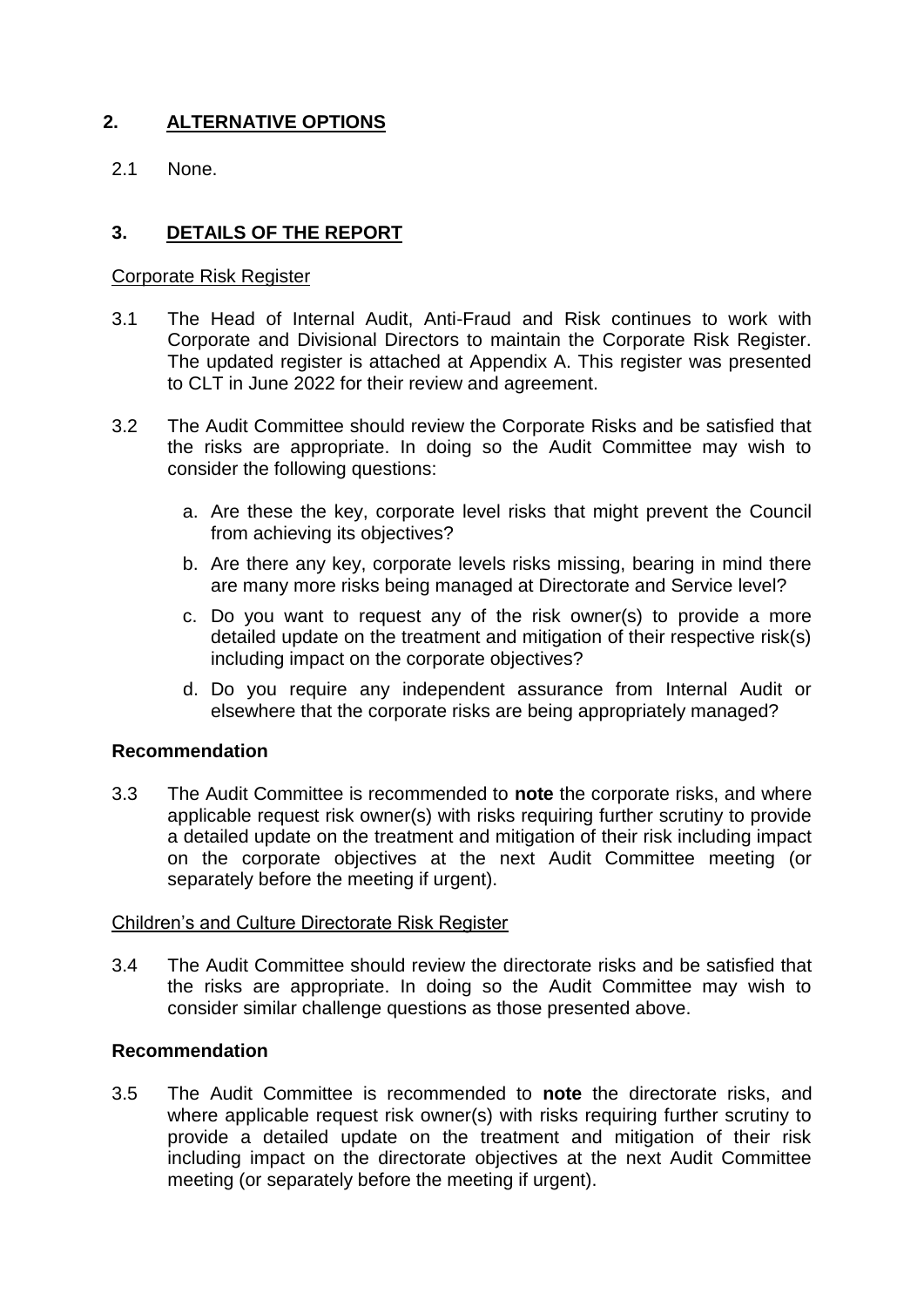## 2. ALTERNATIVE OPTIONS

2.1 None.

## 3. DETAILS OF THE REPORT

Corporate Risk Register

3.1 The Head of Internal Audit, Anti-Fraud and Risk continues to work with Corporate and Divisional Directors to maintain the Corporate Risk Register. The updated register is attached at Appendix A. This register was presented to CLT in June 2022 for their review and agreement.

3.2 The Audit Committee should review the Corporate Risks and be satisfied that the risks are appropriate. In doing so the Audit Committee may wish to consider the following questions:

a. Are these the key, corporate level risks that might prevent the Council from achieving its objectives?

b. Are there any key, corporate levels risks missing, bearing in mind there are many more risks being managed at Directorate and Service level?

c. Do you want to request any of the risk owner(s) to provide a more detailed update on the treatment and mitigation of their respective risk(s) including impact on the corporate objectives?

d. Do you require any independent assurance from Internal Audit or elsewhere that the corporate risks are being appropriately managed?

### Recommendation

3.3 The Audit Committee is recommended to **note** the corporate risks, and where applicable request risk owner(s) with risks requiring further scrutiny to provide a detailed update on the treatment and mitigation of their risk including impact on the corporate objectives at the next Audit Committee meeting (or separately before the meeting if urgent).

Children's and Culture Directorate Risk Register

3.4 The Audit Committee should review the directorate risks and be satisfied that the risks are appropriate. In doing so the Audit Committee may wish to consider similar challenge questions as those presented above.

### Recommendation

3.5 The Audit Committee is recommended to **note** the directorate risks, and where applicable request risk owner(s) with risks requiring further scrutiny to provide a detailed update on the treatment and mitigation of their risk including impact on the directorate objectives at the next Audit Committee meeting (or separately before the meeting if urgent).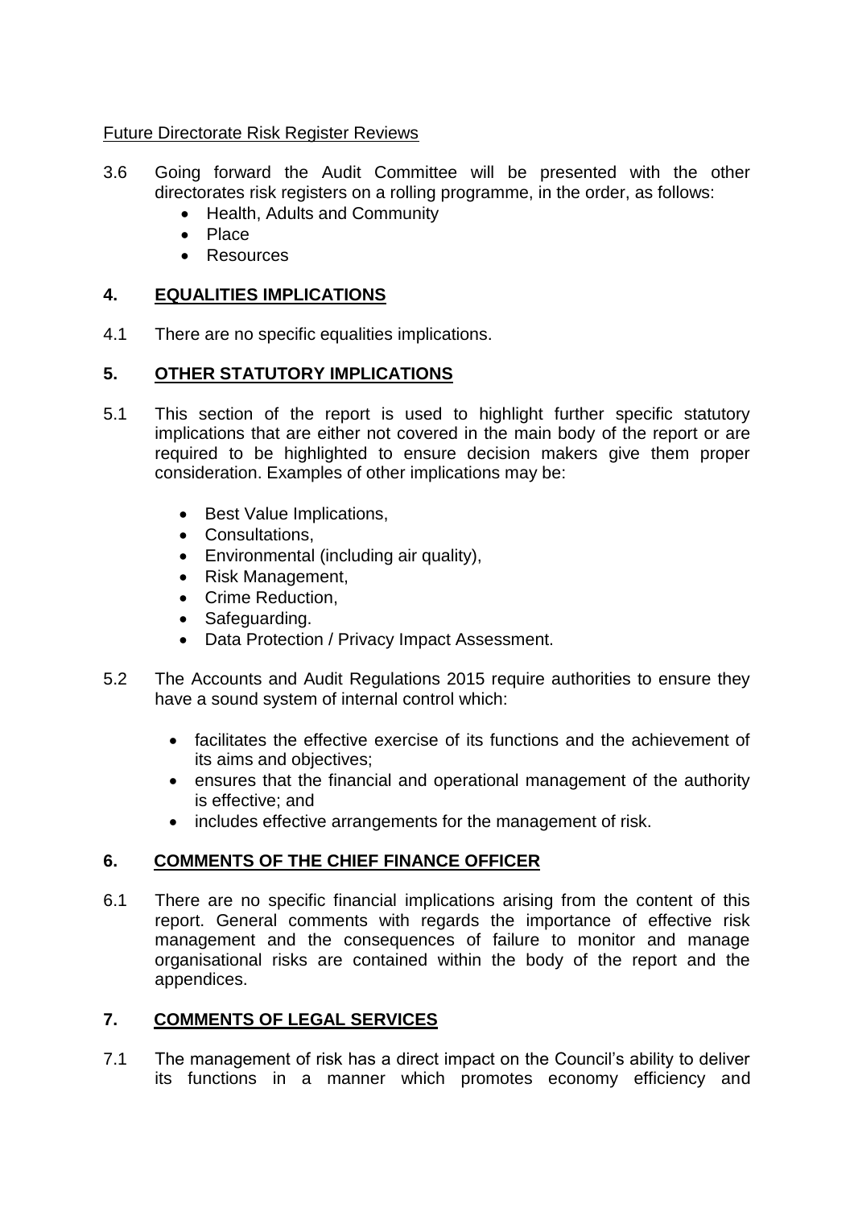Future Directorate Risk Register Reviews

3.6 Going forward the Audit Committee will be presented with the other directorates risk registers on a rolling programme, in the order, as follows:

- Health, Adults and Community
- Place
- Resources

## 4. EQUALITIES IMPLICATIONS

4.1 There are no specific equalities implications.

## 5. OTHER STATUTORY IMPLICATIONS

5.1 This section of the report is used to highlight further specific statutory implications that are either not covered in the main body of the report or are required to be highlighted to ensure decision makers give them proper consideration. Examples of other implications may be:

- Best Value Implications,
- Consultations,
- Environmental (including air quality),
- Risk Management,
- Crime Reduction,
- Safeguarding.
- Data Protection / Privacy Impact Assessment.

5.2 The Accounts and Audit Regulations 2015 require authorities to ensure they have a sound system of internal control which:

- facilitates the effective exercise of its functions and the achievement of its aims and objectives;
- ensures that the financial and operational management of the authority is effective; and
- includes effective arrangements for the management of risk.

## 6. COMMENTS OF THE CHIEF FINANCE OFFICER

6.1 There are no specific financial implications arising from the content of this report. General comments with regards the importance of effective risk management and the consequences of failure to monitor and manage organisational risks are contained within the body of the report and the appendices.

## 7. COMMENTS OF LEGAL SERVICES

7.1 The management of risk has a direct impact on the Council's ability to deliver its functions in a manner which promotes economy efficiency and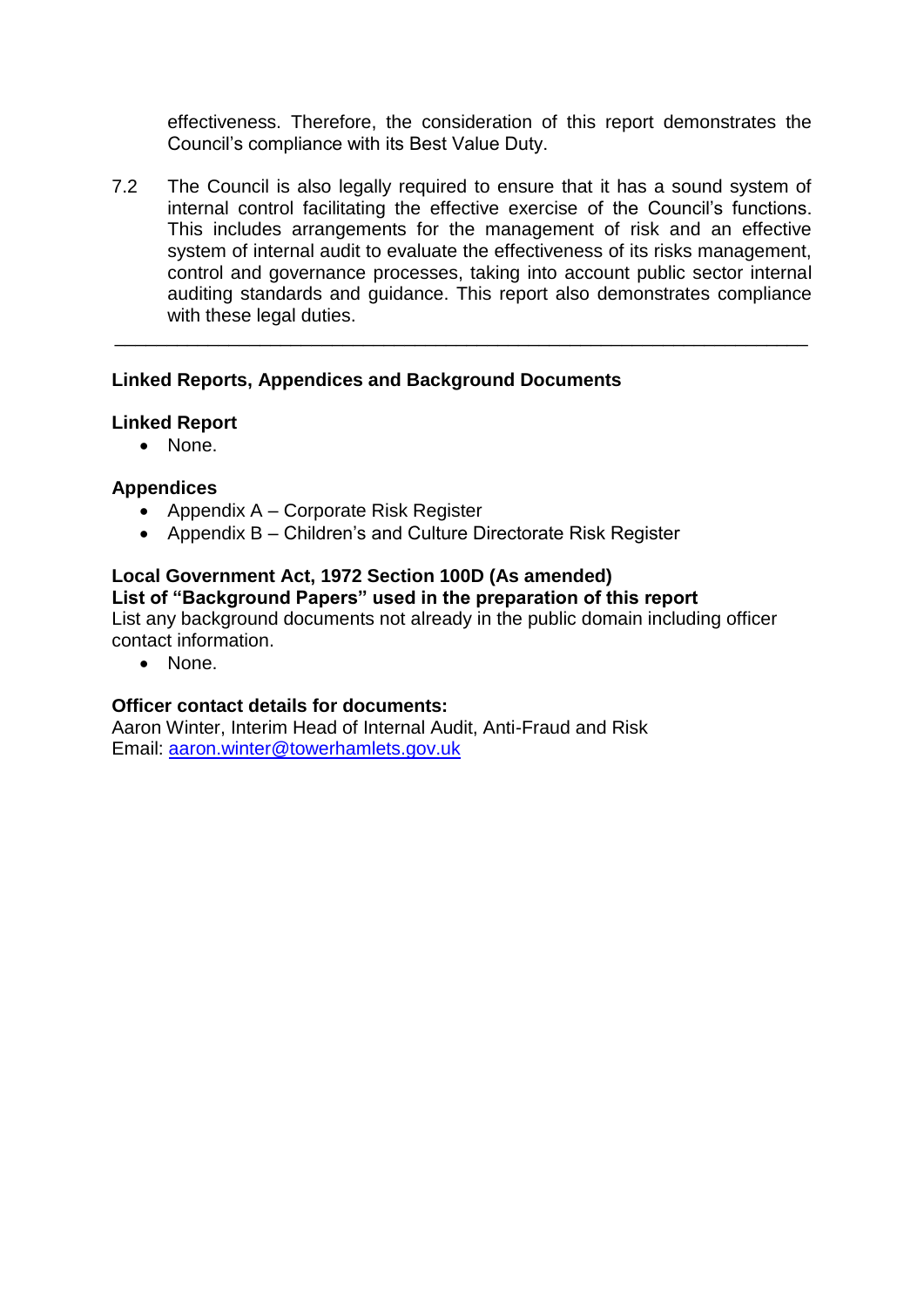effectiveness. Therefore, the consideration of this report demonstrates the Council's compliance with its Best Value Duty.

7.2 The Council is also legally required to ensure that it has a sound system of internal control facilitating the effective exercise of the Council's functions. This includes arrangements for the management of risk and an effective system of internal audit to evaluate the effectiveness of its risks management, control and governance processes, taking into account public sector internal auditing standards and guidance. This report also demonstrates compliance with these legal duties.

---

**Linked Reports, Appendices and Background Documents**

**Linked Report**

- None.

**Appendices**

- Appendix A – Corporate Risk Register
- Appendix B – Children's and Culture Directorate Risk Register

**Local Government Act, 1972 Section 100D (As amended)**
**List of "Background Papers" used in the preparation of this report**
List any background documents not already in the public domain including officer contact information.

- None.

**Officer contact details for documents:**
Aaron Winter, Interim Head of Internal Audit, Anti-Fraud and Risk
Email: aaron.winter@towerhamlets.gov.uk